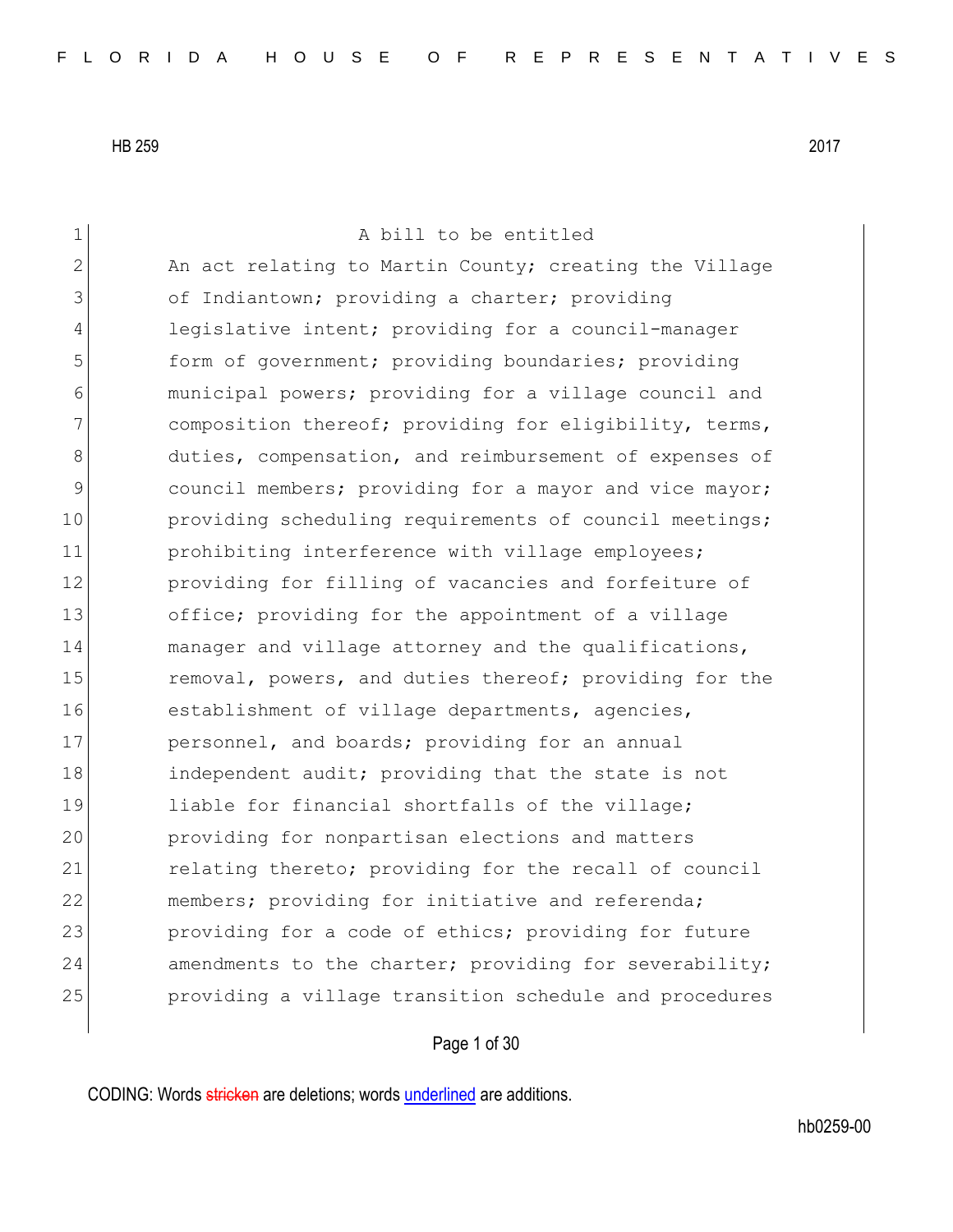HB 259 2017

A bill to be entitled

An act relating to Martin County; creating the Village of Indiantown; providing a charter; providing legislative intent; providing for a council-manager form of government; providing boundaries; providing municipal powers; providing for a village council and composition thereof; providing for eligibility, terms, duties, compensation, and reimbursement of expenses of council members; providing for a mayor and vice mayor; providing scheduling requirements of council meetings; prohibiting interference with village employees; providing for filling of vacancies and forfeiture of office; providing for the appointment of a village manager and village attorney and the qualifications, removal, powers, and duties thereof; providing for the establishment of village departments, agencies, personnel, and boards; providing for an annual independent audit; providing that the state is not liable for financial shortfalls of the village; providing for nonpartisan elections and matters relating thereto; providing for the recall of council members; providing for initiative and referenda; providing for a code of ethics; providing for future amendments to the charter; providing for severability; providing a village transition schedule and procedures

CODING: Words stricken are deletions; words underlined are additions.

hb0259-00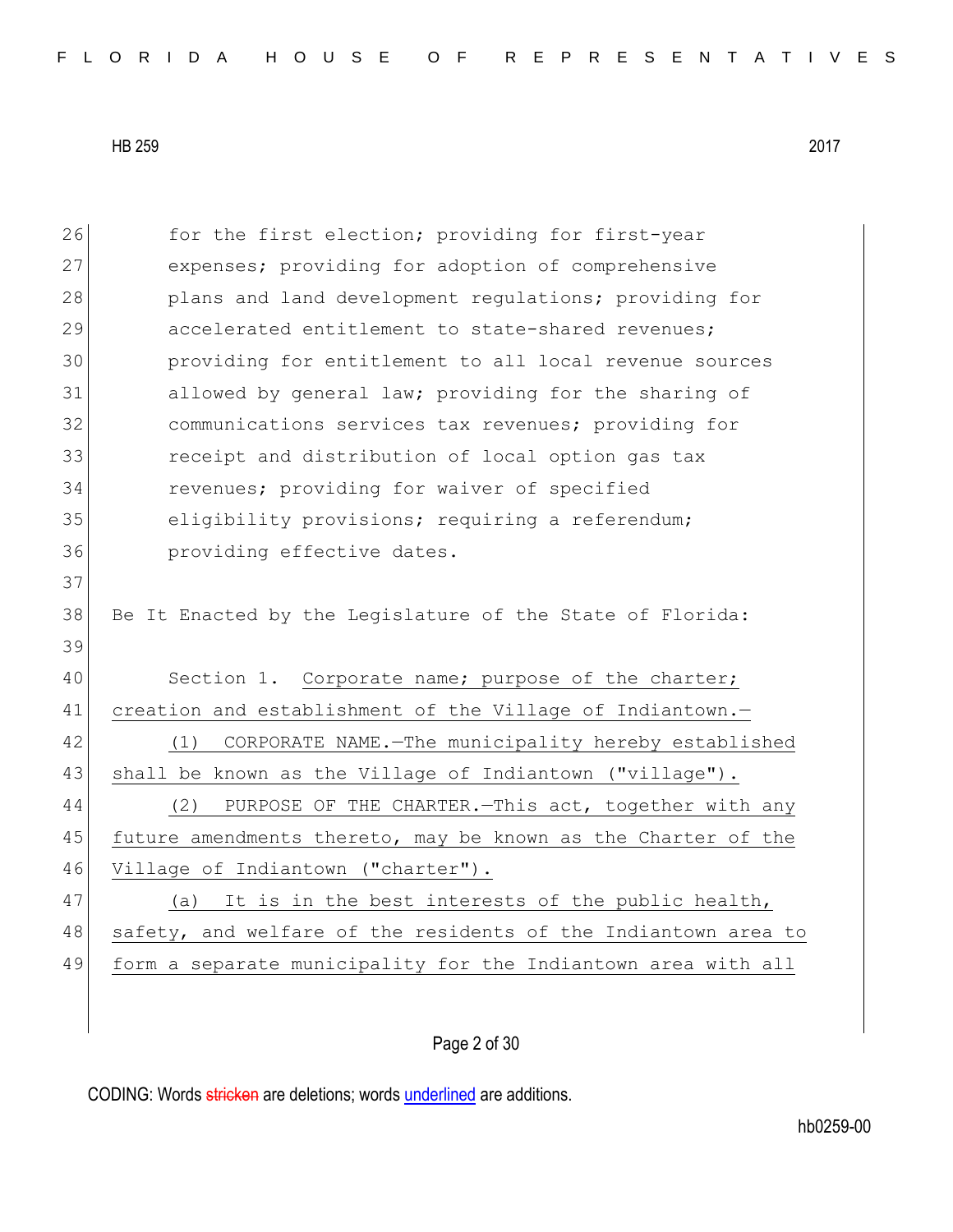for the first election; providing for first-year expenses; providing for adoption of comprehensive plans and land development regulations; providing for accelerated entitlement to state-shared revenues; providing for entitlement to all local revenue sources allowed by general law; providing for the sharing of communications services tax revenues; providing for receipt and distribution of local option gas tax revenues; providing for waiver of specified eligibility provisions; requiring a referendum; providing effective dates.

Be It Enacted by the Legislature of the State of Florida:

Section 1. Corporate name; purpose of the charter; creation and establishment of the Village of Indiantown.—

(1) CORPORATE NAME.—The municipality hereby established shall be known as the Village of Indiantown ("village").

(2) PURPOSE OF THE CHARTER.—This act, together with any future amendments thereto, may be known as the Charter of the Village of Indiantown ("charter").

(a) It is in the best interests of the public health, safety, and welfare of the residents of the Indiantown area to form a separate municipality for the Indiantown area with all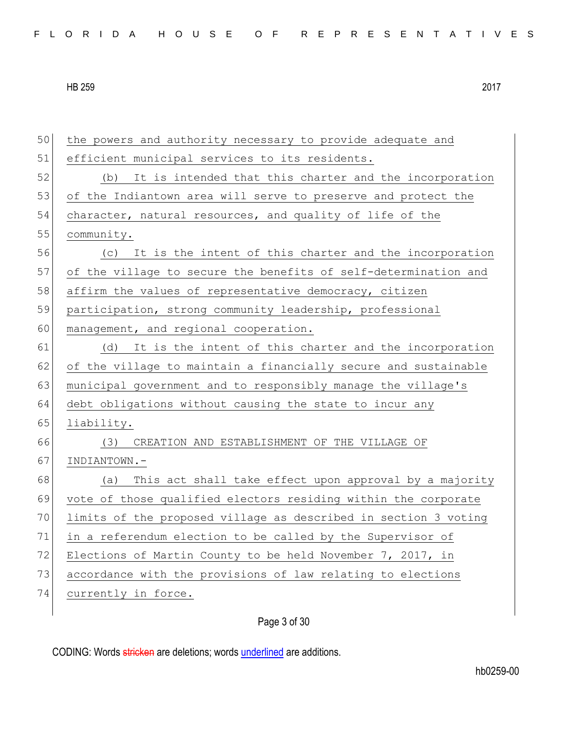the powers and authority necessary to provide adequate and efficient municipal services to its residents.

(b) It is intended that this charter and the incorporation of the Indiantown area will serve to preserve and protect the character, natural resources, and quality of life of the community.

(c) It is the intent of this charter and the incorporation of the village to secure the benefits of self-determination and affirm the values of representative democracy, citizen participation, strong community leadership, professional management, and regional cooperation.

(d) It is the intent of this charter and the incorporation of the village to maintain a financially secure and sustainable municipal government and to responsibly manage the village's debt obligations without causing the state to incur any liability.

(3) CREATION AND ESTABLISHMENT OF THE VILLAGE OF INDIANTOWN.—

(a) This act shall take effect upon approval by a majority vote of those qualified electors residing within the corporate limits of the proposed village as described in section 3 voting in a referendum election to be called by the Supervisor of Elections of Martin County to be held November 7, 2017, in accordance with the provisions of law relating to elections currently in force.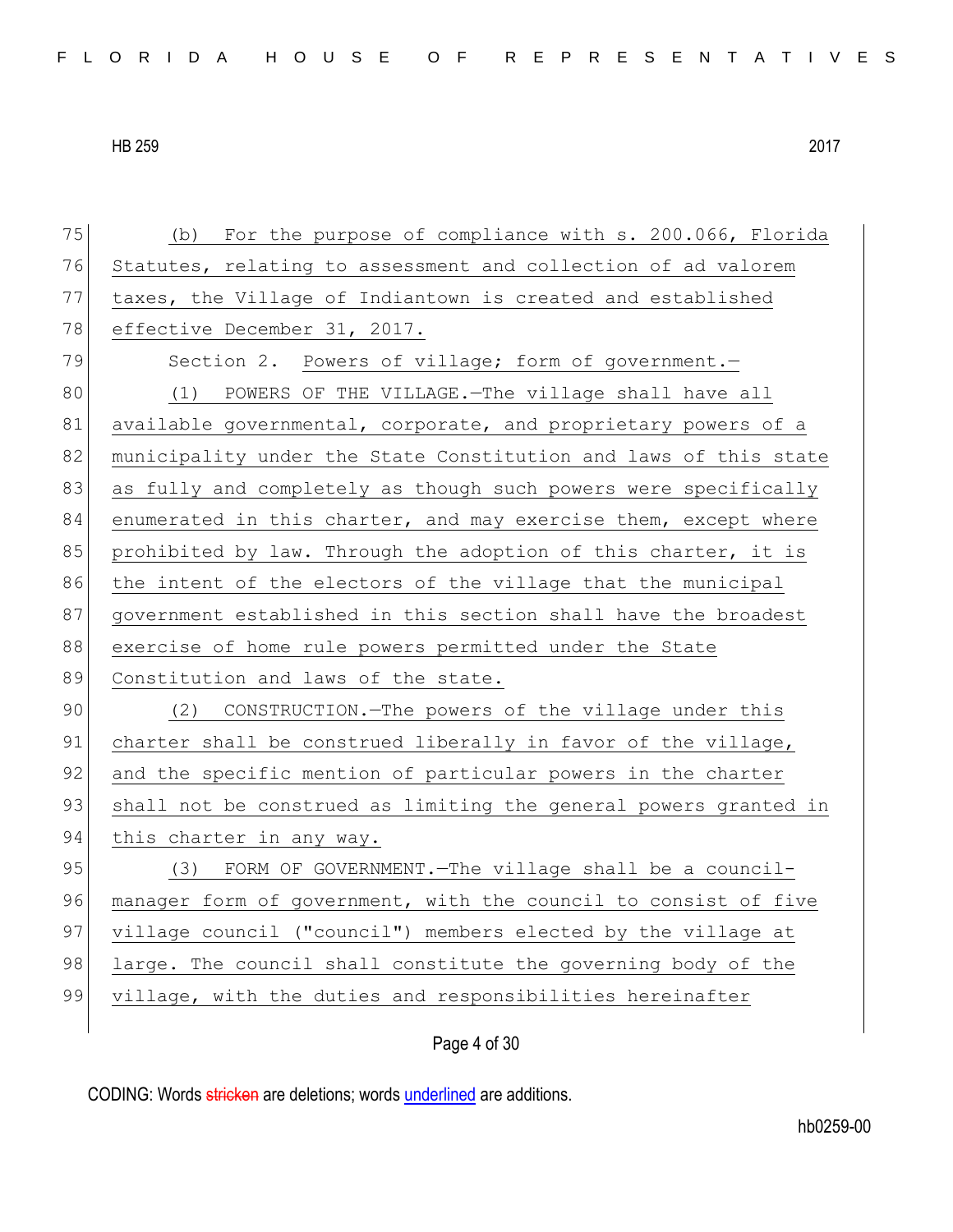(b) For the purpose of compliance with s. 200.066, Florida Statutes, relating to assessment and collection of ad valorem taxes, the Village of Indiantown is created and established effective December 31, 2017.

Section 2. Powers of village; form of government.—

(1) POWERS OF THE VILLAGE.—The village shall have all available governmental, corporate, and proprietary powers of a municipality under the State Constitution and laws of this state as fully and completely as though such powers were specifically enumerated in this charter, and may exercise them, except where prohibited by law. Through the adoption of this charter, it is the intent of the electors of the village that the municipal government established in this section shall have the broadest exercise of home rule powers permitted under the State Constitution and laws of the state.

(2) CONSTRUCTION.—The powers of the village under this charter shall be construed liberally in favor of the village, and the specific mention of particular powers in the charter shall not be construed as limiting the general powers granted in this charter in any way.

(3) FORM OF GOVERNMENT.—The village shall be a council-manager form of government, with the council to consist of five village council ("council") members elected by the village at large. The council shall constitute the governing body of the village, with the duties and responsibilities hereinafter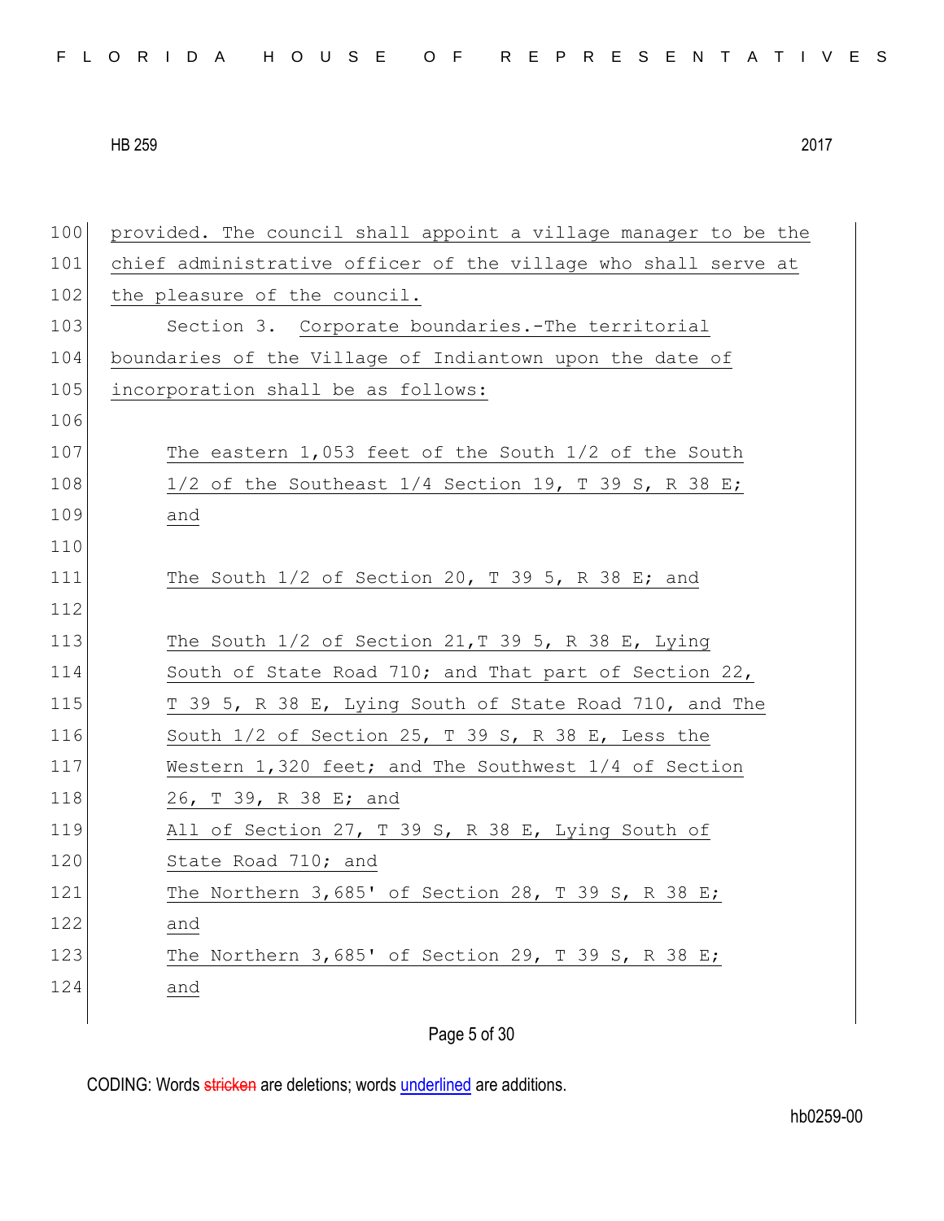provided. The council shall appoint a village manager to be the chief administrative officer of the village who shall serve at the pleasure of the council.

Section 3. Corporate boundaries.-The territorial boundaries of the Village of Indiantown upon the date of incorporation shall be as follows:

The eastern 1,053 feet of the South 1/2 of the South 1/2 of the Southeast 1/4 Section 19, T 39 S, R 38 E; and

The South 1/2 of Section 20, T 39 5, R 38 E; and

The South 1/2 of Section 21,T 39 5, R 38 E, Lying South of State Road 710; and That part of Section 22, T 39 5, R 38 E, Lying South of State Road 710, and The South 1/2 of Section 25, T 39 S, R 38 E, Less the Western 1,320 feet; and The Southwest 1/4 of Section 26, T 39, R 38 E; and

All of Section 27, T 39 S, R 38 E, Lying South of State Road 710; and

The Northern 3,685' of Section 28, T 39 S, R 38 E; and

The Northern 3,685' of Section 29, T 39 S, R 38 E; and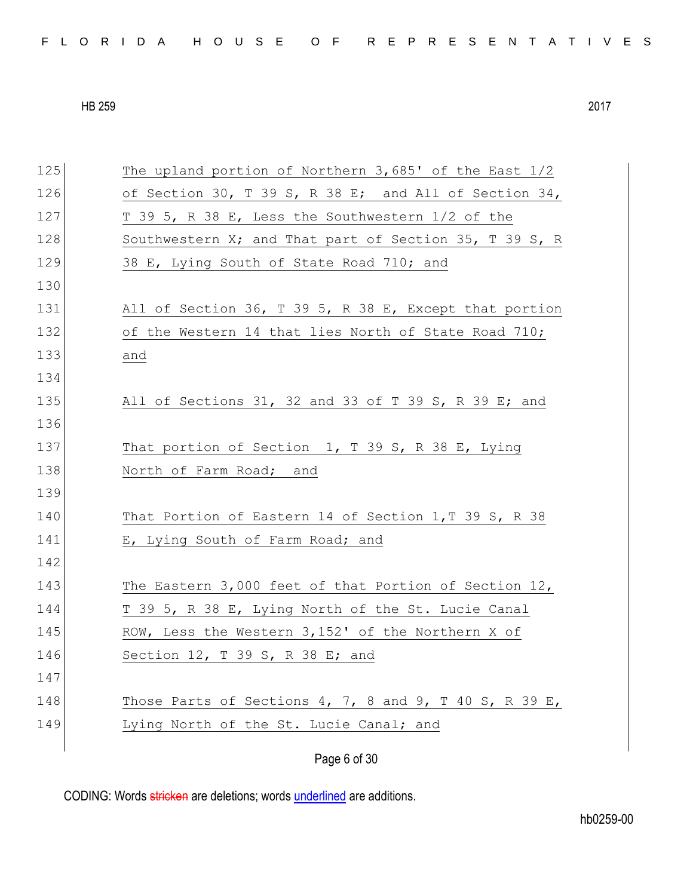125 The upland portion of Northern 3,685' of the East 1/2
126 of Section 30, T 39 S, R 38 E; and All of Section 34,
127 T 39 5, R 38 E, Less the Southwestern 1/2 of the
128 Southwestern X; and That part of Section 35, T 39 S, R
129 38 E, Lying South of State Road 710; and
130
131 All of Section 36, T 39 5, R 38 E, Except that portion
132 of the Western 14 that lies North of State Road 710;
133 and
134
135 All of Sections 31, 32 and 33 of T 39 S, R 39 E; and
136
137 That portion of Section 1, T 39 S, R 38 E, Lying
138 North of Farm Road; and
139
140 That Portion of Eastern 14 of Section 1,T 39 S, R 38
141 E, Lying South of Farm Road; and
142
143 The Eastern 3,000 feet of that Portion of Section 12,
144 T 39 5, R 38 E, Lying North of the St. Lucie Canal
145 ROW, Less the Western 3,152' of the Northern X of
146 Section 12, T 39 S, R 38 E; and
147
148 Those Parts of Sections 4, 7, 8 and 9, T 40 S, R 39 E,
149 Lying North of the St. Lucie Canal; and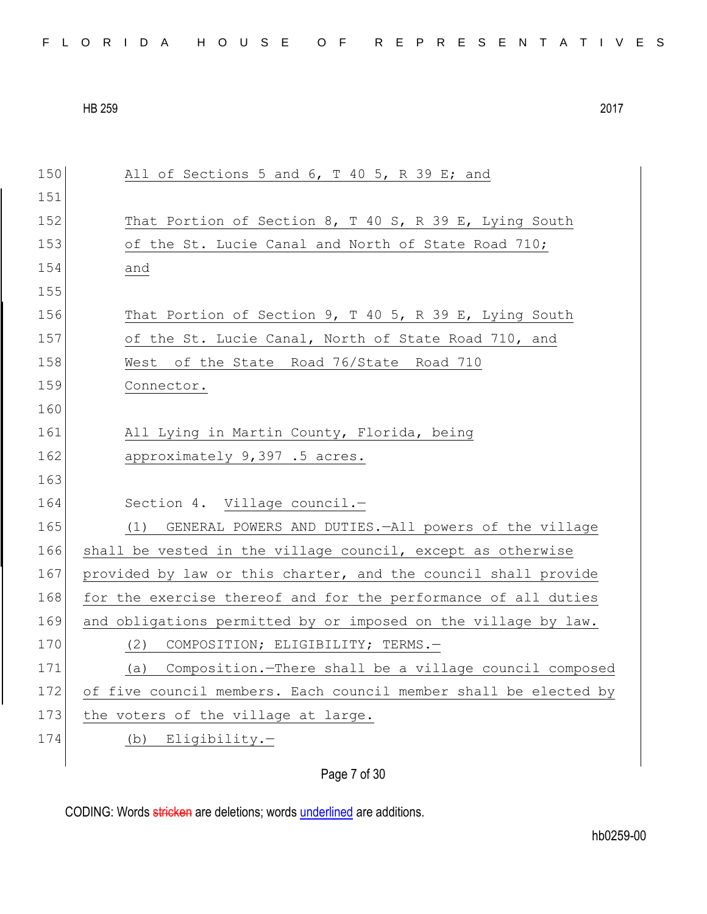150 All of Sections 5 and 6, T 40 5, R 39 E; and

151

152 That Portion of Section 8, T 40 S, R 39 E, Lying South

153 of the St. Lucie Canal and North of State Road 710;

154 and

155

156 That Portion of Section 9, T 40 5, R 39 E, Lying South

157 of the St. Lucie Canal, North of State Road 710, and

158 West of the State Road 76/State Road 710

159 Connector.

160

161 All Lying in Martin County, Florida, being

162 approximately 9,397 .5 acres.

163

164 Section 4. Village council.—

165 (1) GENERAL POWERS AND DUTIES.—All powers of the village

166 shall be vested in the village council, except as otherwise

167 provided by law or this charter, and the council shall provide

168 for the exercise thereof and for the performance of all duties

169 and obligations permitted by or imposed on the village by law.

170 (2) COMPOSITION; ELIGIBILITY; TERMS.—

171 (a) Composition.—There shall be a village council composed

172 of five council members. Each council member shall be elected by

173 the voters of the village at large.

174 (b) Eligibility.—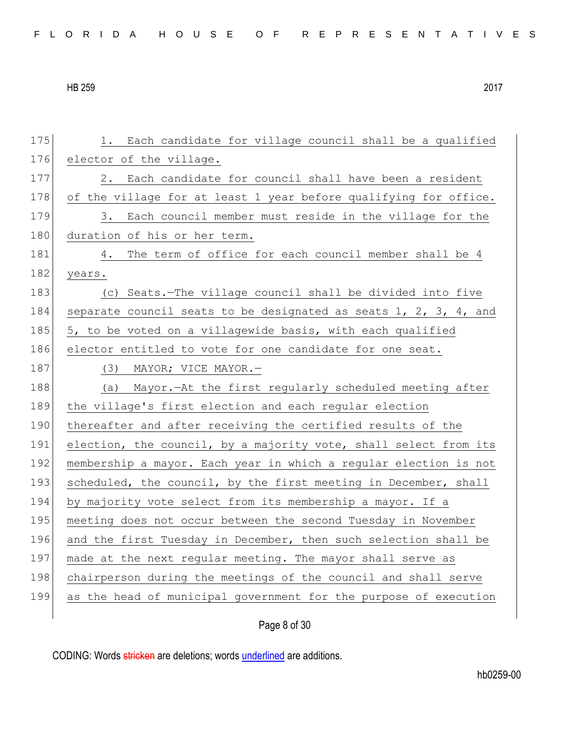1. Each candidate for village council shall be a qualified elector of the village.

2. Each candidate for council shall have been a resident of the village for at least 1 year before qualifying for office.

3. Each council member must reside in the village for the duration of his or her term.

4. The term of office for each council member shall be 4 years.

(c) Seats.—The village council shall be divided into five separate council seats to be designated as seats 1, 2, 3, 4, and 5, to be voted on a villagewide basis, with each qualified elector entitled to vote for one candidate for one seat.

(3) MAYOR; VICE MAYOR.—

(a) Mayor.—At the first regularly scheduled meeting after the village's first election and each regular election thereafter and after receiving the certified results of the election, the council, by a majority vote, shall select from its membership a mayor. Each year in which a regular election is not scheduled, the council, by the first meeting in December, shall by majority vote select from its membership a mayor. If a meeting does not occur between the second Tuesday in November and the first Tuesday in December, then such selection shall be made at the next regular meeting. The mayor shall serve as chairperson during the meetings of the council and shall serve as the head of municipal government for the purpose of execution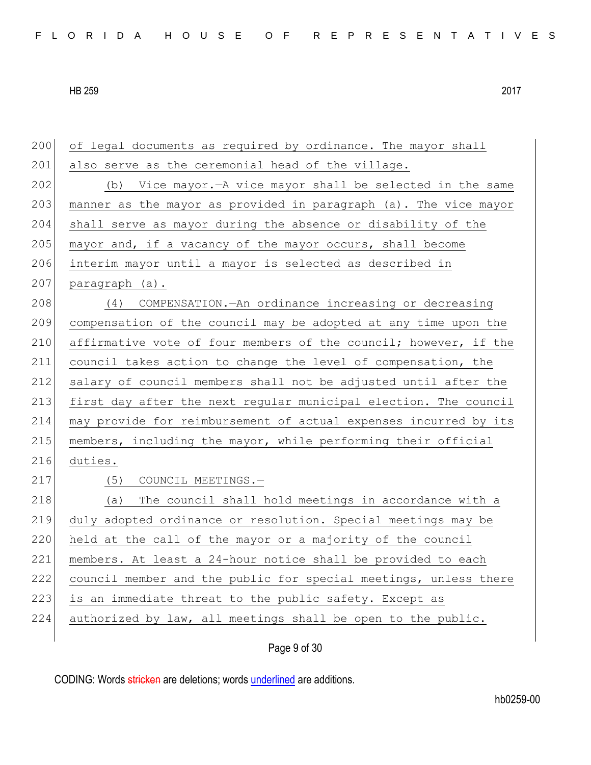of legal documents as required by ordinance. The mayor shall also serve as the ceremonial head of the village.

(b) Vice mayor.—A vice mayor shall be selected in the same manner as the mayor as provided in paragraph (a). The vice mayor shall serve as mayor during the absence or disability of the mayor and, if a vacancy of the mayor occurs, shall become interim mayor until a mayor is selected as described in paragraph (a).

(4) COMPENSATION.—An ordinance increasing or decreasing compensation of the council may be adopted at any time upon the affirmative vote of four members of the council; however, if the council takes action to change the level of compensation, the salary of council members shall not be adjusted until after the first day after the next regular municipal election. The council may provide for reimbursement of actual expenses incurred by its members, including the mayor, while performing their official duties.

(5) COUNCIL MEETINGS.—

(a) The council shall hold meetings in accordance with a duly adopted ordinance or resolution. Special meetings may be held at the call of the mayor or a majority of the council members. At least a 24-hour notice shall be provided to each council member and the public for special meetings, unless there is an immediate threat to the public safety. Except as authorized by law, all meetings shall be open to the public.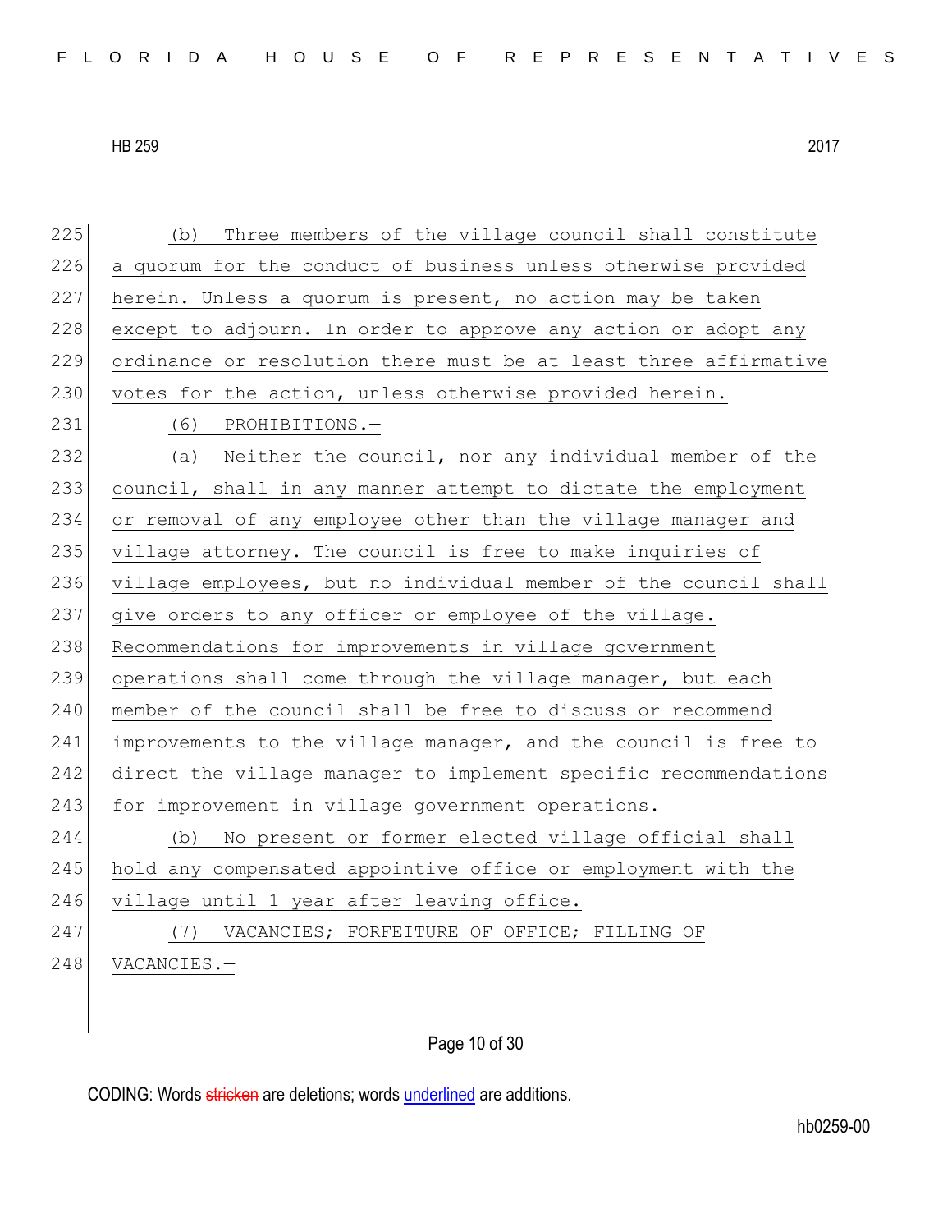(b) Three members of the village council shall constitute a quorum for the conduct of business unless otherwise provided herein. Unless a quorum is present, no action may be taken except to adjourn. In order to approve any action or adopt any ordinance or resolution there must be at least three affirmative votes for the action, unless otherwise provided herein.

(6) PROHIBITIONS.—

(a) Neither the council, nor any individual member of the council, shall in any manner attempt to dictate the employment or removal of any employee other than the village manager and village attorney. The council is free to make inquiries of village employees, but no individual member of the council shall give orders to any officer or employee of the village. Recommendations for improvements in village government operations shall come through the village manager, but each member of the council shall be free to discuss or recommend improvements to the village manager, and the council is free to direct the village manager to implement specific recommendations for improvement in village government operations.

(b) No present or former elected village official shall hold any compensated appointive office or employment with the village until 1 year after leaving office.

(7) VACANCIES; FORFEITURE OF OFFICE; FILLING OF VACANCIES.—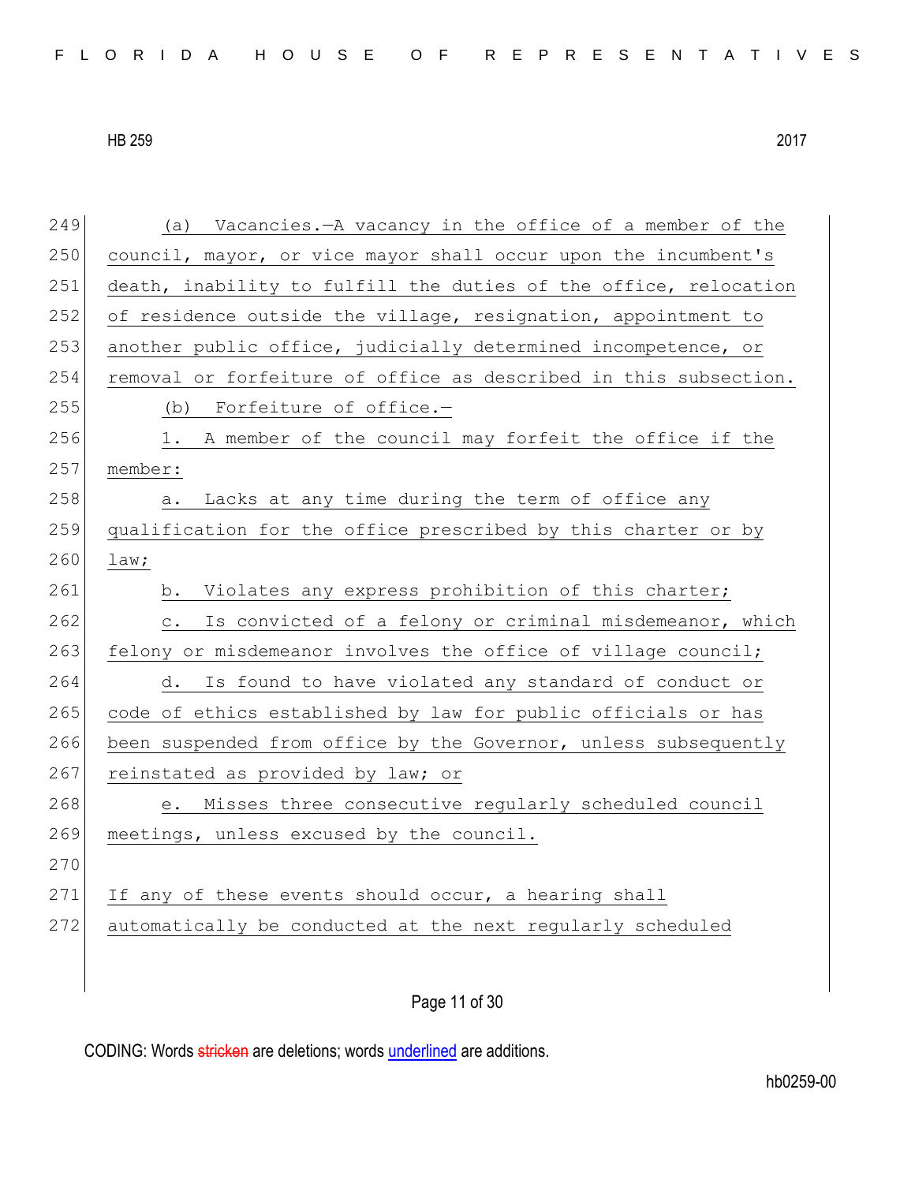(a) Vacancies.—A vacancy in the office of a member of the council, mayor, or vice mayor shall occur upon the incumbent's death, inability to fulfill the duties of the office, relocation of residence outside the village, resignation, appointment to another public office, judicially determined incompetence, or removal or forfeiture of office as described in this subsection.

(b) Forfeiture of office.—

1. A member of the council may forfeit the office if the member:

a. Lacks at any time during the term of office any qualification for the office prescribed by this charter or by law;

b. Violates any express prohibition of this charter;

c. Is convicted of a felony or criminal misdemeanor, which felony or misdemeanor involves the office of village council;

d. Is found to have violated any standard of conduct or code of ethics established by law for public officials or has been suspended from office by the Governor, unless subsequently reinstated as provided by law; or

e. Misses three consecutive regularly scheduled council meetings, unless excused by the council.

If any of these events should occur, a hearing shall automatically be conducted at the next regularly scheduled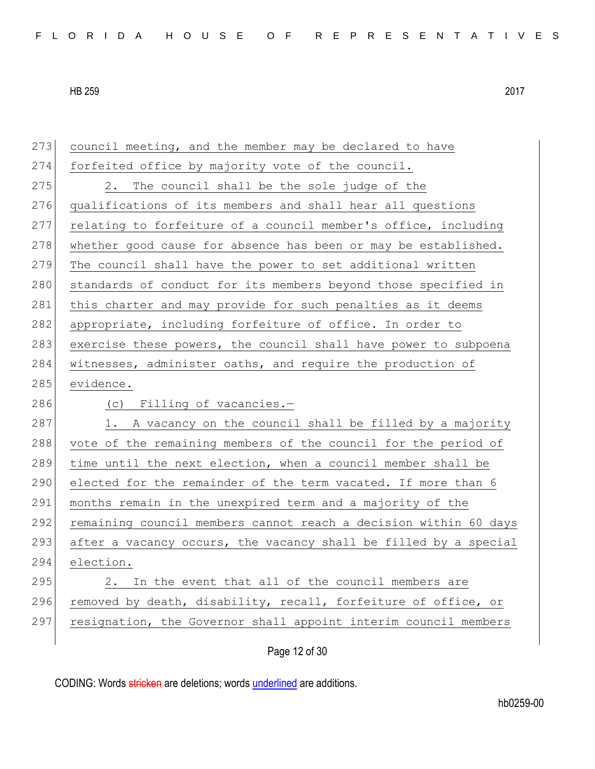council meeting, and the member may be declared to have forfeited office by majority vote of the council.

2. The council shall be the sole judge of the qualifications of its members and shall hear all questions relating to forfeiture of a council member's office, including whether good cause for absence has been or may be established. The council shall have the power to set additional written standards of conduct for its members beyond those specified in this charter and may provide for such penalties as it deems appropriate, including forfeiture of office. In order to exercise these powers, the council shall have power to subpoena witnesses, administer oaths, and require the production of evidence.

(c) Filling of vacancies.—

1. A vacancy on the council shall be filled by a majority vote of the remaining members of the council for the period of time until the next election, when a council member shall be elected for the remainder of the term vacated. If more than 6 months remain in the unexpired term and a majority of the remaining council members cannot reach a decision within 60 days after a vacancy occurs, the vacancy shall be filled by a special election.

2. In the event that all of the council members are removed by death, disability, recall, forfeiture of office, or resignation, the Governor shall appoint interim council members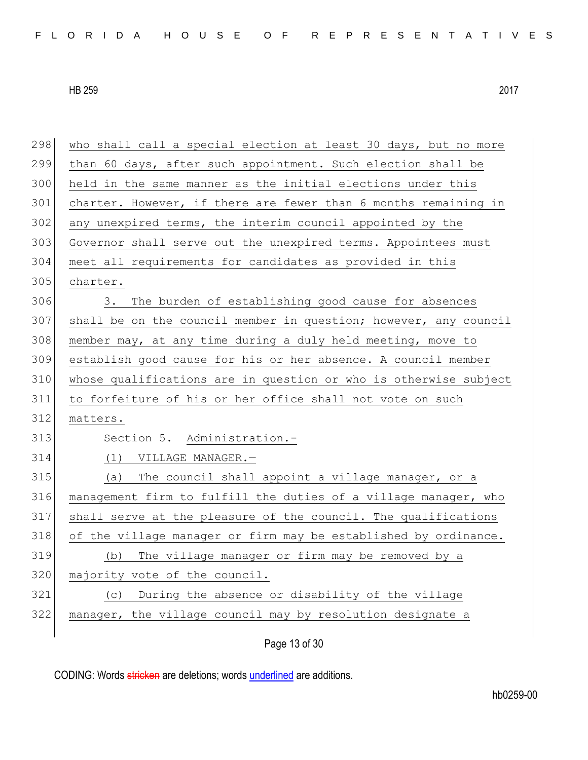who shall call a special election at least 30 days, but no more than 60 days, after such appointment. Such election shall be held in the same manner as the initial elections under this charter. However, if there are fewer than 6 months remaining in any unexpired terms, the interim council appointed by the Governor shall serve out the unexpired terms. Appointees must meet all requirements for candidates as provided in this charter.

3. The burden of establishing good cause for absences shall be on the council member in question; however, any council member may, at any time during a duly held meeting, move to establish good cause for his or her absence. A council member whose qualifications are in question or who is otherwise subject to forfeiture of his or her office shall not vote on such matters.

Section 5. Administration.—

(1) VILLAGE MANAGER.—

(a) The council shall appoint a village manager, or a management firm to fulfill the duties of a village manager, who shall serve at the pleasure of the council. The qualifications of the village manager or firm may be established by ordinance.

(b) The village manager or firm may be removed by a majority vote of the council.

(c) During the absence or disability of the village manager, the village council may by resolution designate a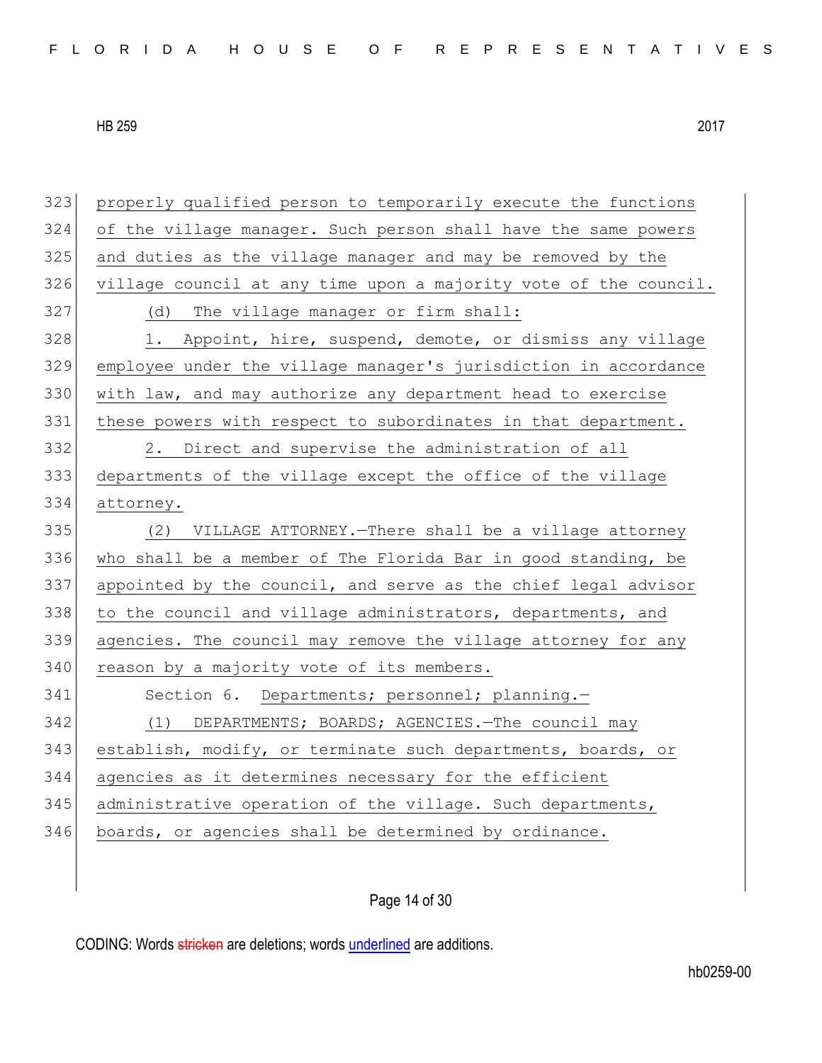properly qualified person to temporarily execute the functions of the village manager. Such person shall have the same powers and duties as the village manager and may be removed by the village council at any time upon a majority vote of the council.

(d) The village manager or firm shall:

1. Appoint, hire, suspend, demote, or dismiss any village employee under the village manager's jurisdiction in accordance with law, and may authorize any department head to exercise these powers with respect to subordinates in that department.

2. Direct and supervise the administration of all departments of the village except the office of the village attorney.

(2) VILLAGE ATTORNEY.—There shall be a village attorney who shall be a member of The Florida Bar in good standing, be appointed by the council, and serve as the chief legal advisor to the council and village administrators, departments, and agencies. The council may remove the village attorney for any reason by a majority vote of its members.

Section 6. Departments; personnel; planning.—

(1) DEPARTMENTS; BOARDS; AGENCIES.—The council may establish, modify, or terminate such departments, boards, or agencies as it determines necessary for the efficient administrative operation of the village. Such departments, boards, or agencies shall be determined by ordinance.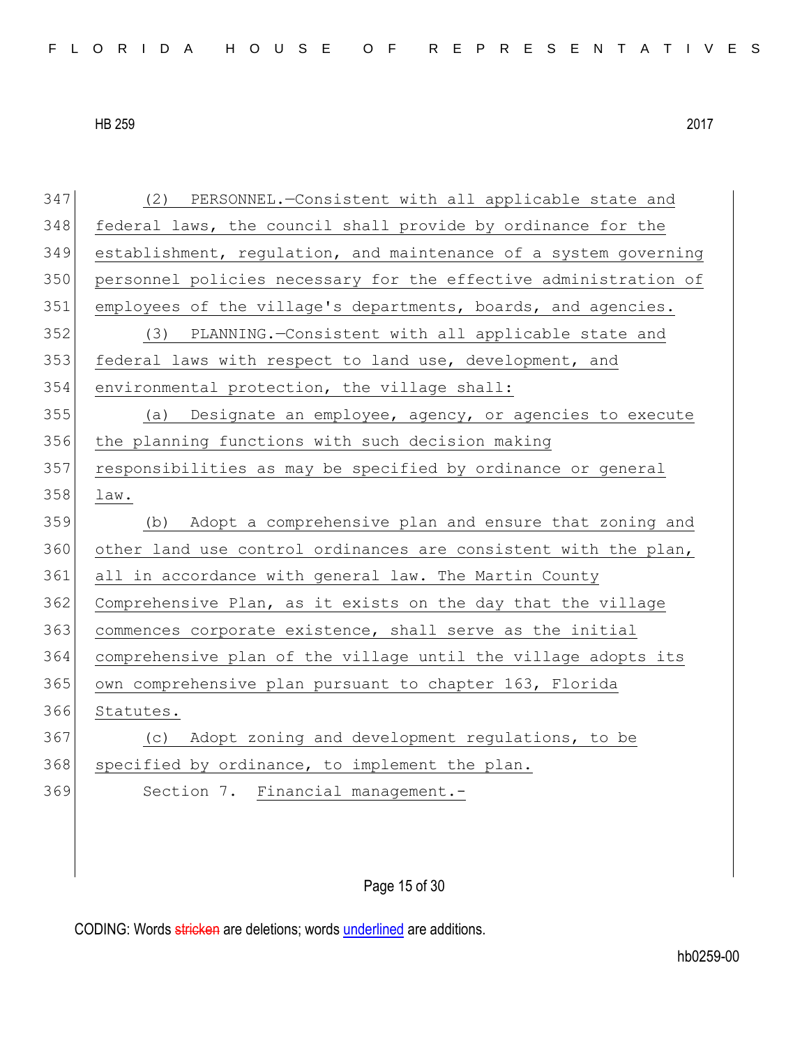(2) PERSONNEL.—Consistent with all applicable state and federal laws, the council shall provide by ordinance for the establishment, regulation, and maintenance of a system governing personnel policies necessary for the effective administration of employees of the village's departments, boards, and agencies.

(3) PLANNING.—Consistent with all applicable state and federal laws with respect to land use, development, and environmental protection, the village shall:

(a) Designate an employee, agency, or agencies to execute the planning functions with such decision making responsibilities as may be specified by ordinance or general law.

(b) Adopt a comprehensive plan and ensure that zoning and other land use control ordinances are consistent with the plan, all in accordance with general law. The Martin County Comprehensive Plan, as it exists on the day that the village commences corporate existence, shall serve as the initial comprehensive plan of the village until the village adopts its own comprehensive plan pursuant to chapter 163, Florida Statutes.

(c) Adopt zoning and development regulations, to be specified by ordinance, to implement the plan.

Section 7. Financial management.-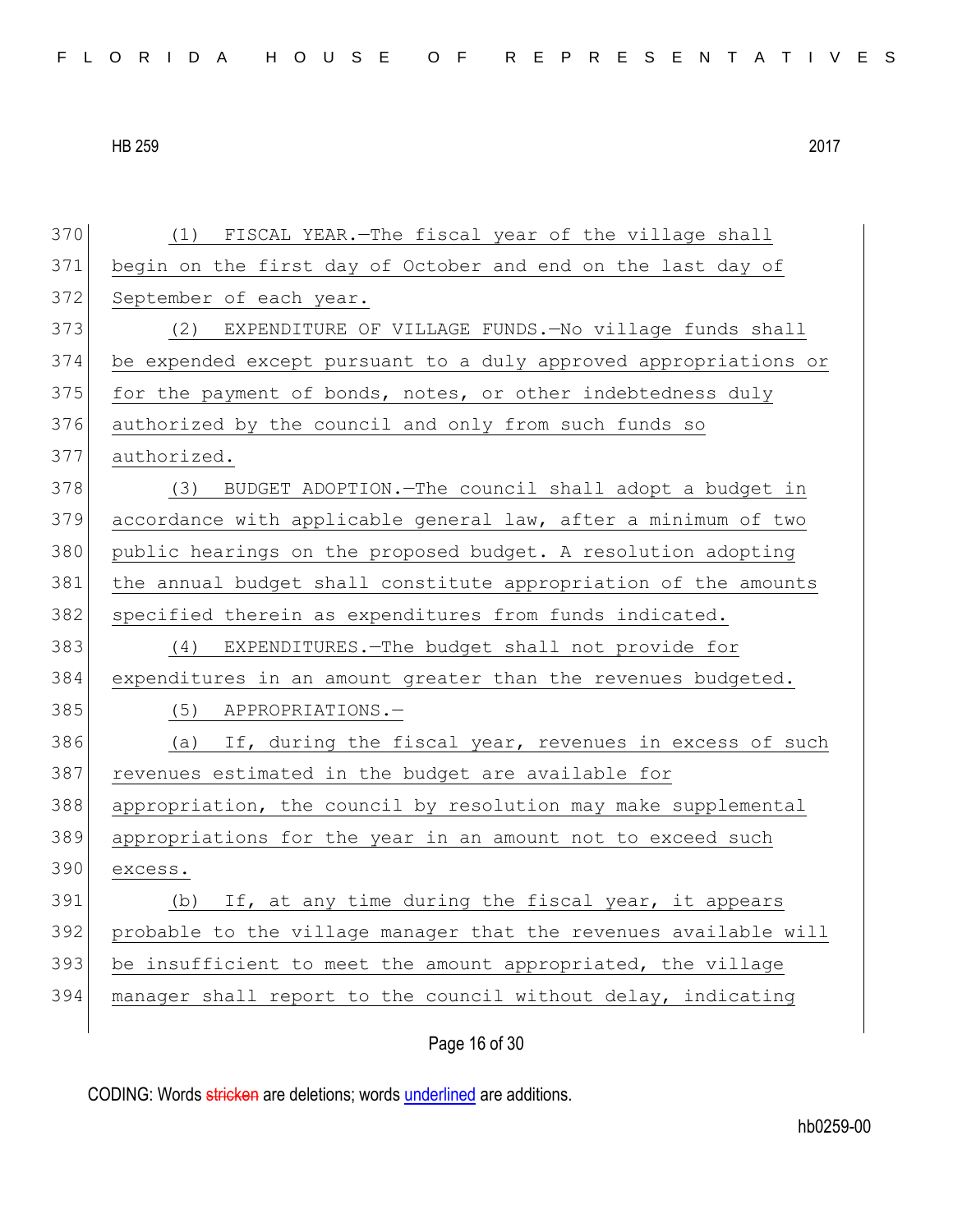(1) FISCAL YEAR.—The fiscal year of the village shall begin on the first day of October and end on the last day of September of each year.

(2) EXPENDITURE OF VILLAGE FUNDS.—No village funds shall be expended except pursuant to a duly approved appropriations or for the payment of bonds, notes, or other indebtedness duly authorized by the council and only from such funds so authorized.

(3) BUDGET ADOPTION.—The council shall adopt a budget in accordance with applicable general law, after a minimum of two public hearings on the proposed budget. A resolution adopting the annual budget shall constitute appropriation of the amounts specified therein as expenditures from funds indicated.

(4) EXPENDITURES.—The budget shall not provide for expenditures in an amount greater than the revenues budgeted.

(5) APPROPRIATIONS.—

(a) If, during the fiscal year, revenues in excess of such revenues estimated in the budget are available for appropriation, the council by resolution may make supplemental appropriations for the year in an amount not to exceed such excess.

(b) If, at any time during the fiscal year, it appears probable to the village manager that the revenues available will be insufficient to meet the amount appropriated, the village manager shall report to the council without delay, indicating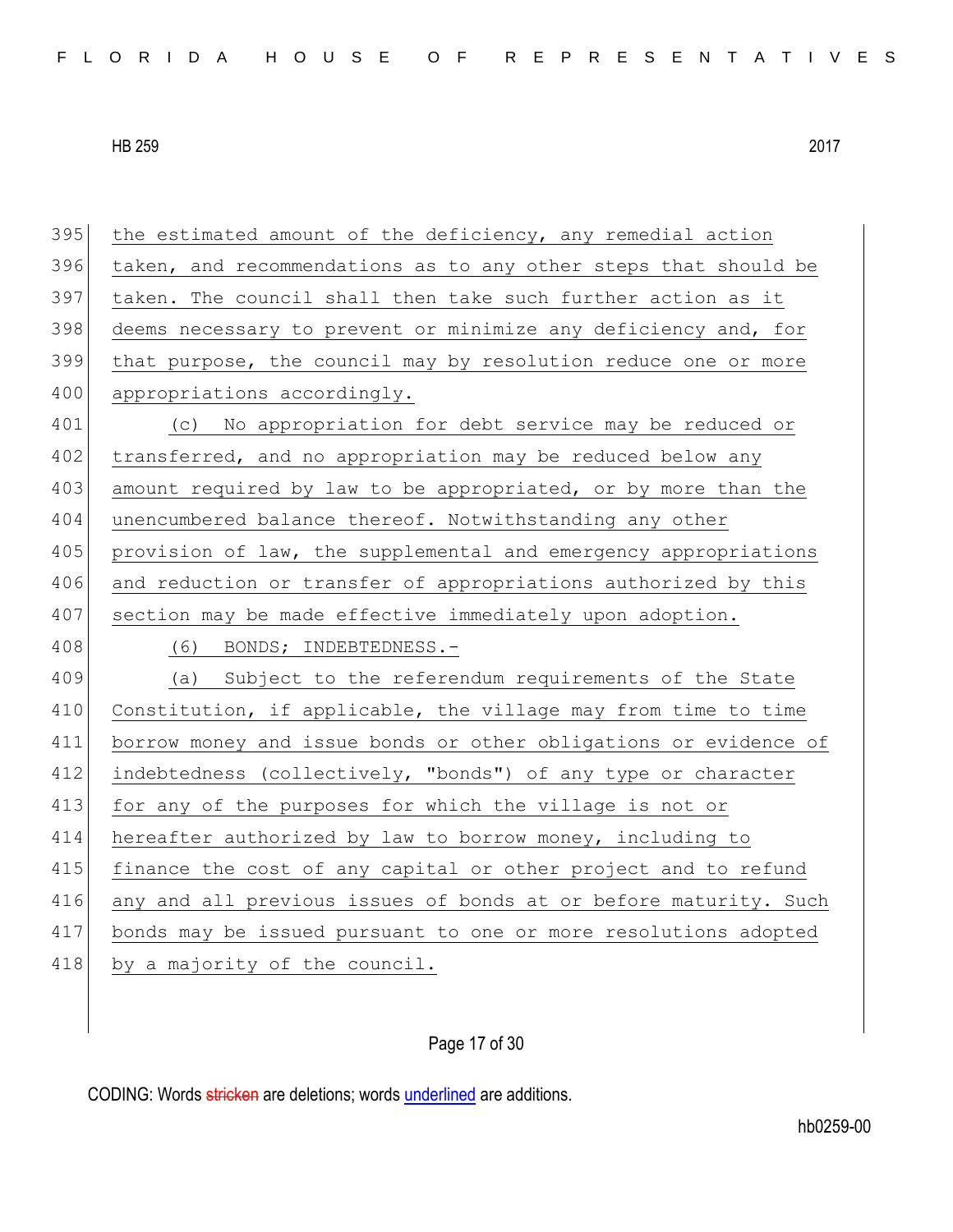the estimated amount of the deficiency, any remedial action taken, and recommendations as to any other steps that should be taken. The council shall then take such further action as it deems necessary to prevent or minimize any deficiency and, for that purpose, the council may by resolution reduce one or more appropriations accordingly.

(c) No appropriation for debt service may be reduced or transferred, and no appropriation may be reduced below any amount required by law to be appropriated, or by more than the unencumbered balance thereof. Notwithstanding any other provision of law, the supplemental and emergency appropriations and reduction or transfer of appropriations authorized by this section may be made effective immediately upon adoption.

(6) BONDS; INDEBTEDNESS.-

(a) Subject to the referendum requirements of the State Constitution, if applicable, the village may from time to time borrow money and issue bonds or other obligations or evidence of indebtedness (collectively, "bonds") of any type or character for any of the purposes for which the village is not or hereafter authorized by law to borrow money, including to finance the cost of any capital or other project and to refund any and all previous issues of bonds at or before maturity. Such bonds may be issued pursuant to one or more resolutions adopted by a majority of the council.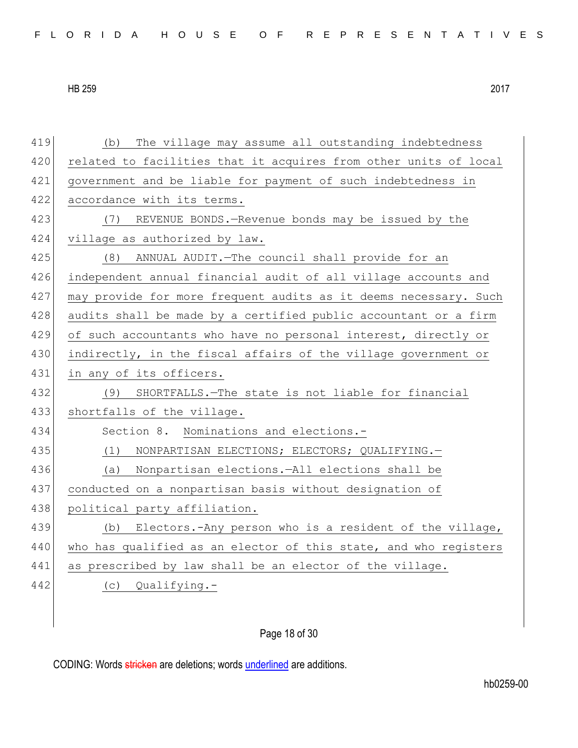(b) The village may assume all outstanding indebtedness related to facilities that it acquires from other units of local government and be liable for payment of such indebtedness in accordance with its terms.

(7) REVENUE BONDS.—Revenue bonds may be issued by the village as authorized by law.

(8) ANNUAL AUDIT.—The council shall provide for an independent annual financial audit of all village accounts and may provide for more frequent audits as it deems necessary. Such audits shall be made by a certified public accountant or a firm of such accountants who have no personal interest, directly or indirectly, in the fiscal affairs of the village government or in any of its officers.

(9) SHORTFALLS.—The state is not liable for financial shortfalls of the village.

Section 8. Nominations and elections.-

(1) NONPARTISAN ELECTIONS; ELECTORS; QUALIFYING.—

(a) Nonpartisan elections.—All elections shall be conducted on a nonpartisan basis without designation of political party affiliation.

(b) Electors.-Any person who is a resident of the village, who has qualified as an elector of this state, and who registers as prescribed by law shall be an elector of the village.

(c) Qualifying.-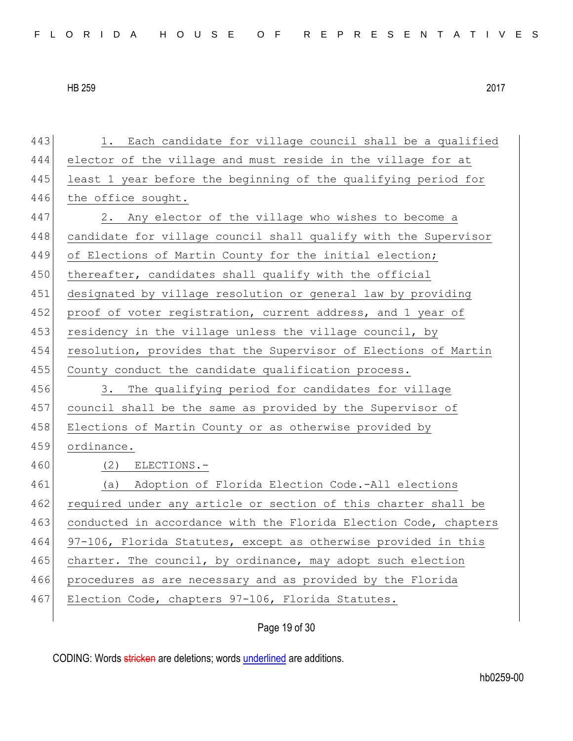1. Each candidate for village council shall be a qualified elector of the village and must reside in the village for at least 1 year before the beginning of the qualifying period for the office sought.

2. Any elector of the village who wishes to become a candidate for village council shall qualify with the Supervisor of Elections of Martin County for the initial election; thereafter, candidates shall qualify with the official designated by village resolution or general law by providing proof of voter registration, current address, and 1 year of residency in the village unless the village council, by resolution, provides that the Supervisor of Elections of Martin County conduct the candidate qualification process.

3. The qualifying period for candidates for village council shall be the same as provided by the Supervisor of Elections of Martin County or as otherwise provided by ordinance.

(2) ELECTIONS.-

(a) Adoption of Florida Election Code.-All elections required under any article or section of this charter shall be conducted in accordance with the Florida Election Code, chapters 97-106, Florida Statutes, except as otherwise provided in this charter. The council, by ordinance, may adopt such election procedures as are necessary and as provided by the Florida Election Code, chapters 97-106, Florida Statutes.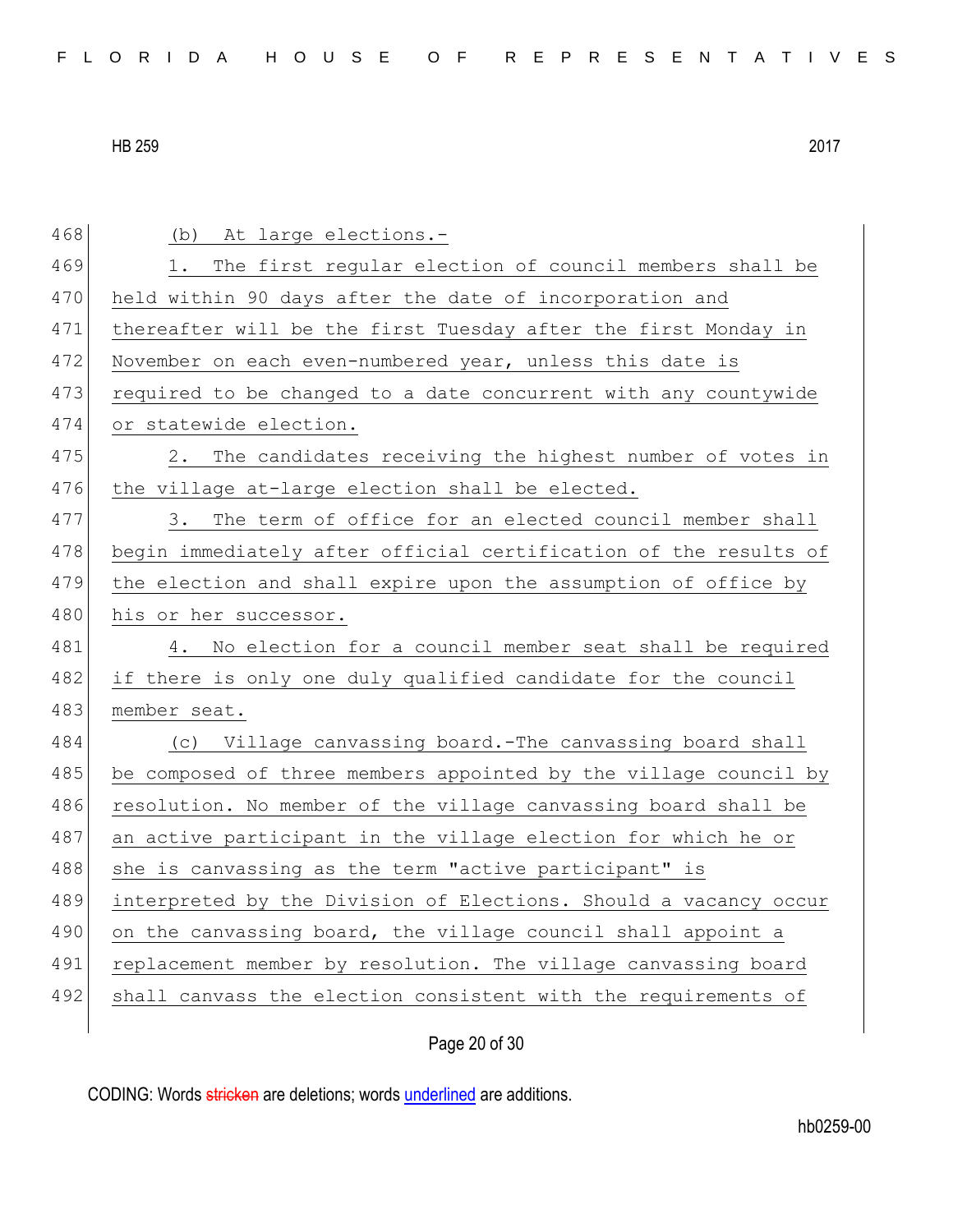(b) At large elections.-

1. The first regular election of council members shall be held within 90 days after the date of incorporation and thereafter will be the first Tuesday after the first Monday in November on each even-numbered year, unless this date is required to be changed to a date concurrent with any countywide or statewide election.

2. The candidates receiving the highest number of votes in the village at-large election shall be elected.

3. The term of office for an elected council member shall begin immediately after official certification of the results of the election and shall expire upon the assumption of office by his or her successor.

4. No election for a council member seat shall be required if there is only one duly qualified candidate for the council member seat.

(c) Village canvassing board.-The canvassing board shall be composed of three members appointed by the village council by resolution. No member of the village canvassing board shall be an active participant in the village election for which he or she is canvassing as the term "active participant" is interpreted by the Division of Elections. Should a vacancy occur on the canvassing board, the village council shall appoint a replacement member by resolution. The village canvassing board shall canvass the election consistent with the requirements of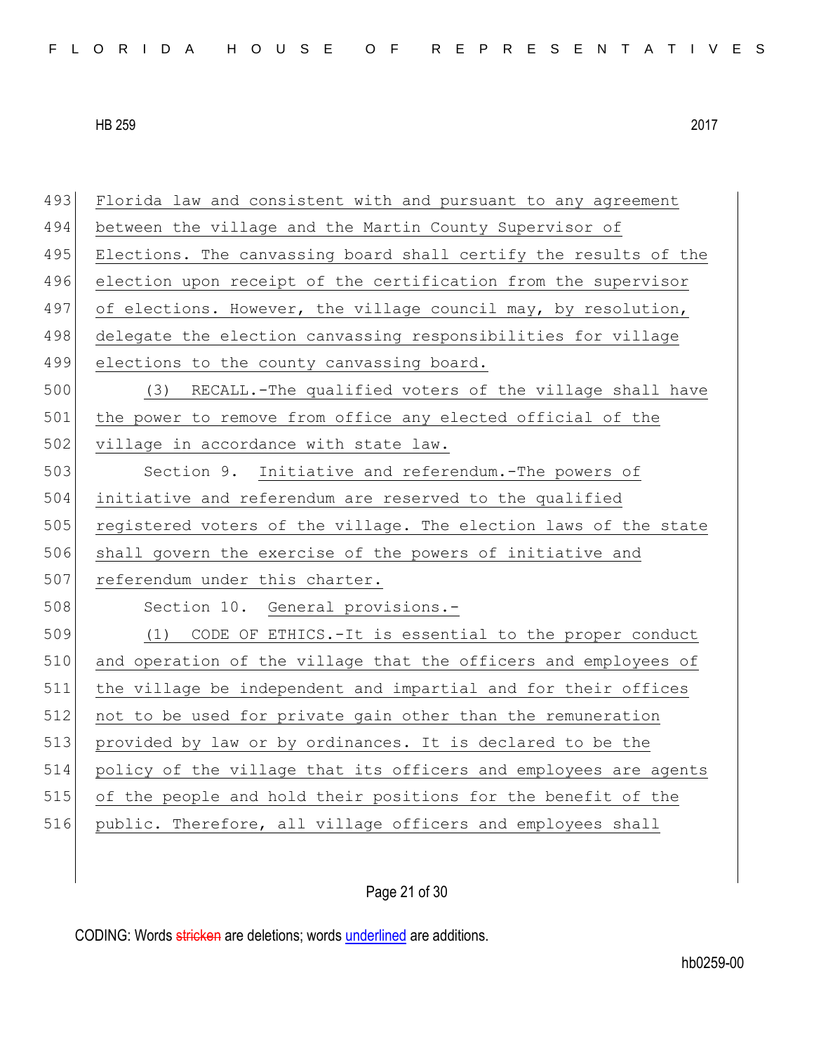Florida law and consistent with and pursuant to any agreement between the village and the Martin County Supervisor of Elections. The canvassing board shall certify the results of the election upon receipt of the certification from the supervisor of elections. However, the village council may, by resolution, delegate the election canvassing responsibilities for village elections to the county canvassing board.

(3) RECALL.-The qualified voters of the village shall have the power to remove from office any elected official of the village in accordance with state law.

Section 9. Initiative and referendum.-The powers of initiative and referendum are reserved to the qualified registered voters of the village. The election laws of the state shall govern the exercise of the powers of initiative and referendum under this charter.

Section 10. General provisions.-

(1) CODE OF ETHICS.-It is essential to the proper conduct and operation of the village that the officers and employees of the village be independent and impartial and for their offices not to be used for private gain other than the remuneration provided by law or by ordinances. It is declared to be the policy of the village that its officers and employees are agents of the people and hold their positions for the benefit of the public. Therefore, all village officers and employees shall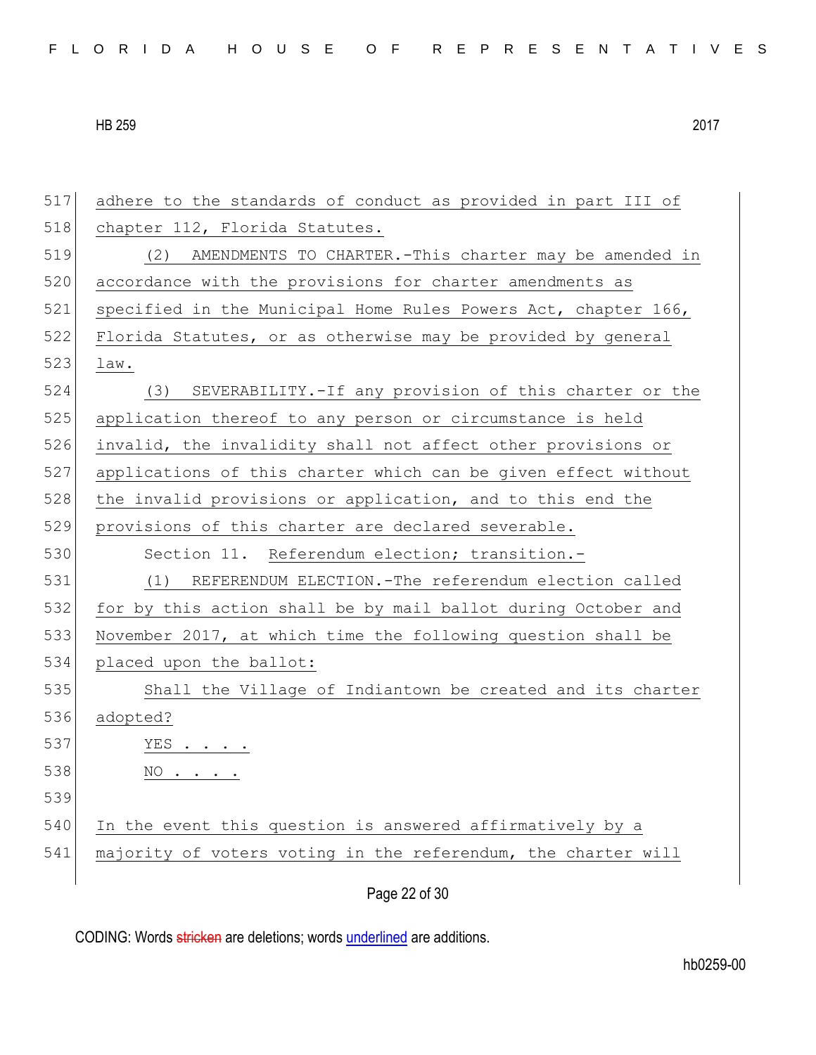adhere to the standards of conduct as provided in part III of chapter 112, Florida Statutes.

(2) AMENDMENTS TO CHARTER.-This charter may be amended in accordance with the provisions for charter amendments as specified in the Municipal Home Rules Powers Act, chapter 166, Florida Statutes, or as otherwise may be provided by general law.

(3) SEVERABILITY.-If any provision of this charter or the application thereof to any person or circumstance is held invalid, the invalidity shall not affect other provisions or applications of this charter which can be given effect without the invalid provisions or application, and to this end the provisions of this charter are declared severable.

Section 11. Referendum election; transition.-

(1) REFERENDUM ELECTION.-The referendum election called for by this action shall be by mail ballot during October and November 2017, at which time the following question shall be placed upon the ballot:

Shall the Village of Indiantown be created and its charter adopted?

YES . . . .

NO . . . .

In the event this question is answered affirmatively by a majority of voters voting in the referendum, the charter will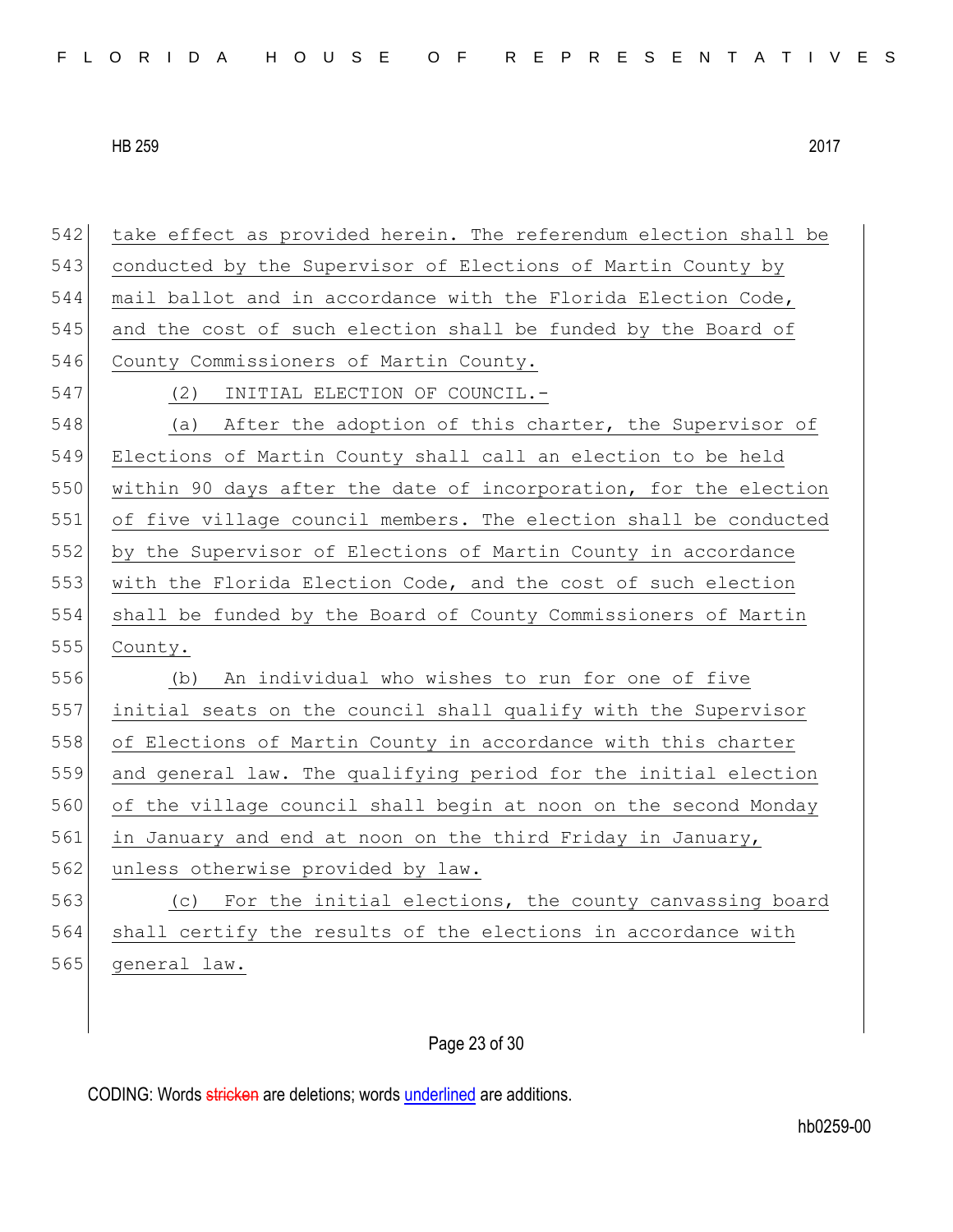take effect as provided herein. The referendum election shall be conducted by the Supervisor of Elections of Martin County by mail ballot and in accordance with the Florida Election Code, and the cost of such election shall be funded by the Board of County Commissioners of Martin County.

(2) INITIAL ELECTION OF COUNCIL.-

(a) After the adoption of this charter, the Supervisor of Elections of Martin County shall call an election to be held within 90 days after the date of incorporation, for the election of five village council members. The election shall be conducted by the Supervisor of Elections of Martin County in accordance with the Florida Election Code, and the cost of such election shall be funded by the Board of County Commissioners of Martin County.

(b) An individual who wishes to run for one of five initial seats on the council shall qualify with the Supervisor of Elections of Martin County in accordance with this charter and general law. The qualifying period for the initial election of the village council shall begin at noon on the second Monday in January and end at noon on the third Friday in January, unless otherwise provided by law.

(c) For the initial elections, the county canvassing board shall certify the results of the elections in accordance with general law.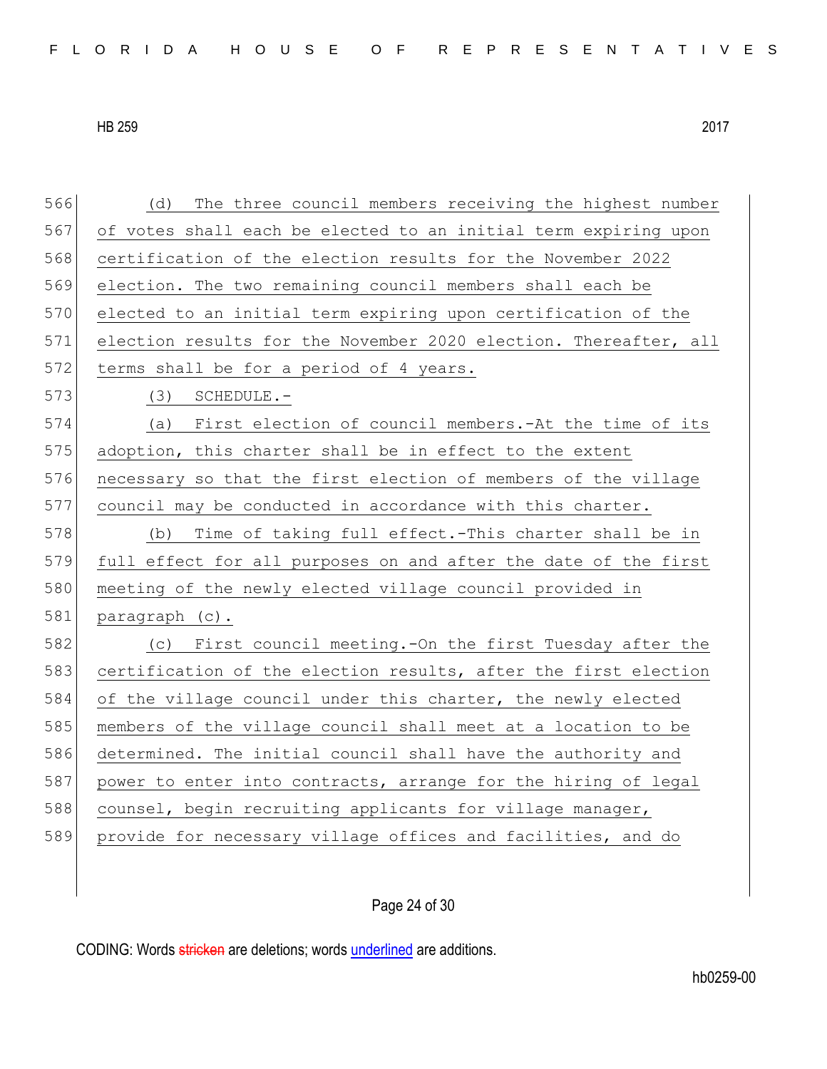(d) The three council members receiving the highest number of votes shall each be elected to an initial term expiring upon certification of the election results for the November 2022 election. The two remaining council members shall each be elected to an initial term expiring upon certification of the election results for the November 2020 election. Thereafter, all terms shall be for a period of 4 years.

(3) SCHEDULE.-

(a) First election of council members.-At the time of its adoption, this charter shall be in effect to the extent necessary so that the first election of members of the village council may be conducted in accordance with this charter.

(b) Time of taking full effect.-This charter shall be in full effect for all purposes on and after the date of the first meeting of the newly elected village council provided in paragraph (c).

(c) First council meeting.-On the first Tuesday after the certification of the election results, after the first election of the village council under this charter, the newly elected members of the village council shall meet at a location to be determined. The initial council shall have the authority and power to enter into contracts, arrange for the hiring of legal counsel, begin recruiting applicants for village manager, provide for necessary village offices and facilities, and do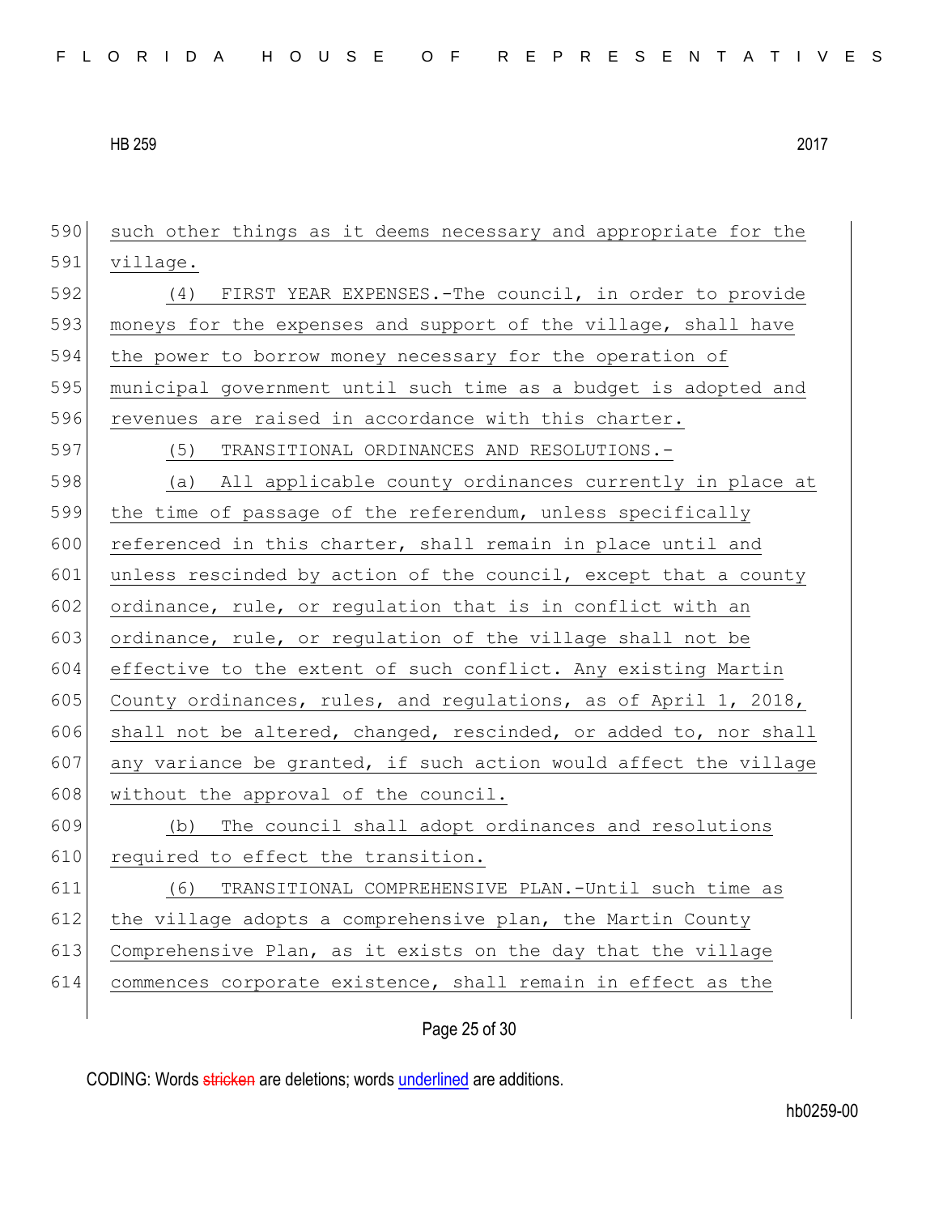such other things as it deems necessary and appropriate for the village.

(4) FIRST YEAR EXPENSES.-The council, in order to provide moneys for the expenses and support of the village, shall have the power to borrow money necessary for the operation of municipal government until such time as a budget is adopted and revenues are raised in accordance with this charter.

(5) TRANSITIONAL ORDINANCES AND RESOLUTIONS.-

(a) All applicable county ordinances currently in place at the time of passage of the referendum, unless specifically referenced in this charter, shall remain in place until and unless rescinded by action of the council, except that a county ordinance, rule, or regulation that is in conflict with an ordinance, rule, or regulation of the village shall not be effective to the extent of such conflict. Any existing Martin County ordinances, rules, and regulations, as of April 1, 2018, shall not be altered, changed, rescinded, or added to, nor shall any variance be granted, if such action would affect the village without the approval of the council.

(b) The council shall adopt ordinances and resolutions required to effect the transition.

(6) TRANSITIONAL COMPREHENSIVE PLAN.-Until such time as the village adopts a comprehensive plan, the Martin County Comprehensive Plan, as it exists on the day that the village commences corporate existence, shall remain in effect as the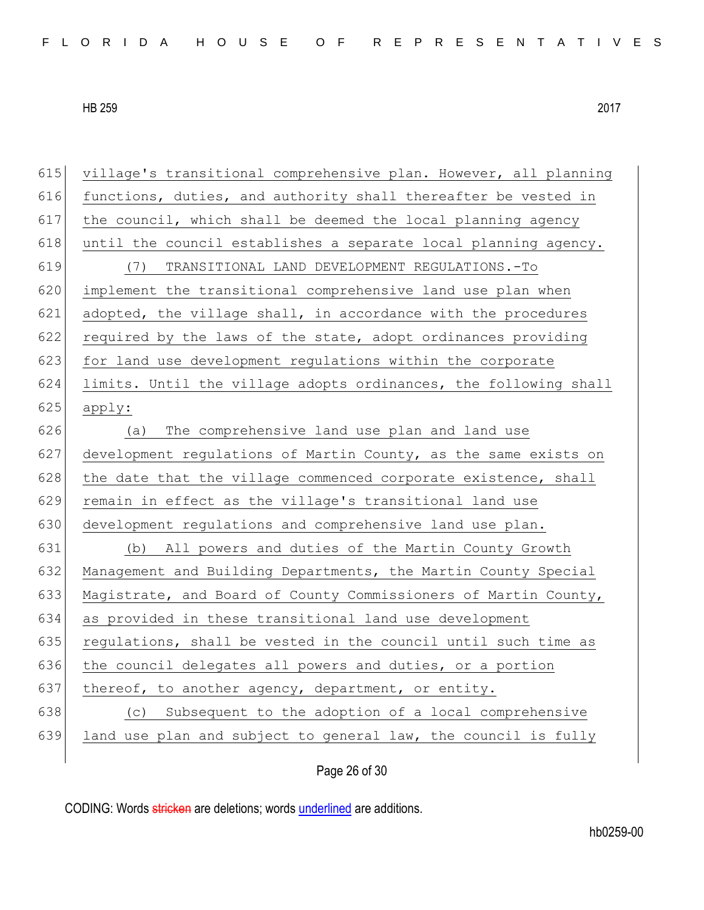village's transitional comprehensive plan. However, all planning functions, duties, and authority shall thereafter be vested in the council, which shall be deemed the local planning agency until the council establishes a separate local planning agency.

(7) TRANSITIONAL LAND DEVELOPMENT REGULATIONS.-To implement the transitional comprehensive land use plan when adopted, the village shall, in accordance with the procedures required by the laws of the state, adopt ordinances providing for land use development regulations within the corporate limits. Until the village adopts ordinances, the following shall apply:

(a) The comprehensive land use plan and land use development regulations of Martin County, as the same exists on the date that the village commenced corporate existence, shall remain in effect as the village's transitional land use development regulations and comprehensive land use plan.

(b) All powers and duties of the Martin County Growth Management and Building Departments, the Martin County Special Magistrate, and Board of County Commissioners of Martin County, as provided in these transitional land use development regulations, shall be vested in the council until such time as the council delegates all powers and duties, or a portion thereof, to another agency, department, or entity.

(c) Subsequent to the adoption of a local comprehensive land use plan and subject to general law, the council is fully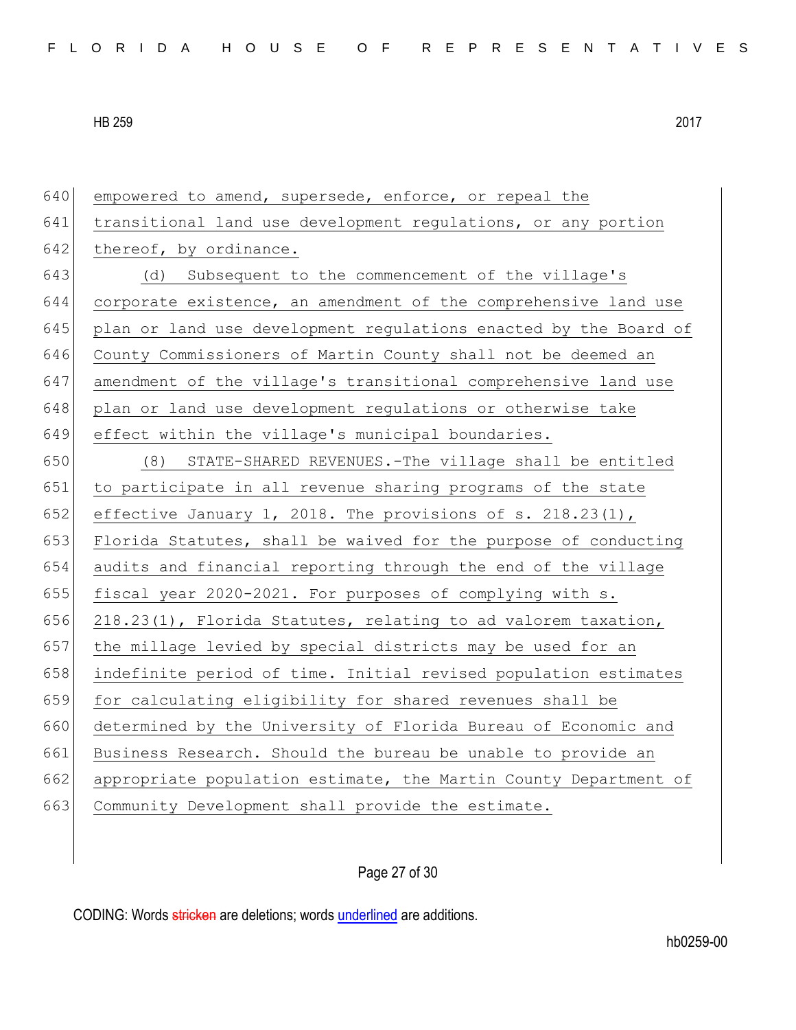empowered to amend, supersede, enforce, or repeal the transitional land use development regulations, or any portion thereof, by ordinance.

(d) Subsequent to the commencement of the village's corporate existence, an amendment of the comprehensive land use plan or land use development regulations enacted by the Board of County Commissioners of Martin County shall not be deemed an amendment of the village's transitional comprehensive land use plan or land use development regulations or otherwise take effect within the village's municipal boundaries.

(8) STATE-SHARED REVENUES.-The village shall be entitled to participate in all revenue sharing programs of the state effective January 1, 2018. The provisions of s. 218.23(1), Florida Statutes, shall be waived for the purpose of conducting audits and financial reporting through the end of the village fiscal year 2020-2021. For purposes of complying with s. 218.23(1), Florida Statutes, relating to ad valorem taxation, the millage levied by special districts may be used for an indefinite period of time. Initial revised population estimates for calculating eligibility for shared revenues shall be determined by the University of Florida Bureau of Economic and Business Research. Should the bureau be unable to provide an appropriate population estimate, the Martin County Department of Community Development shall provide the estimate.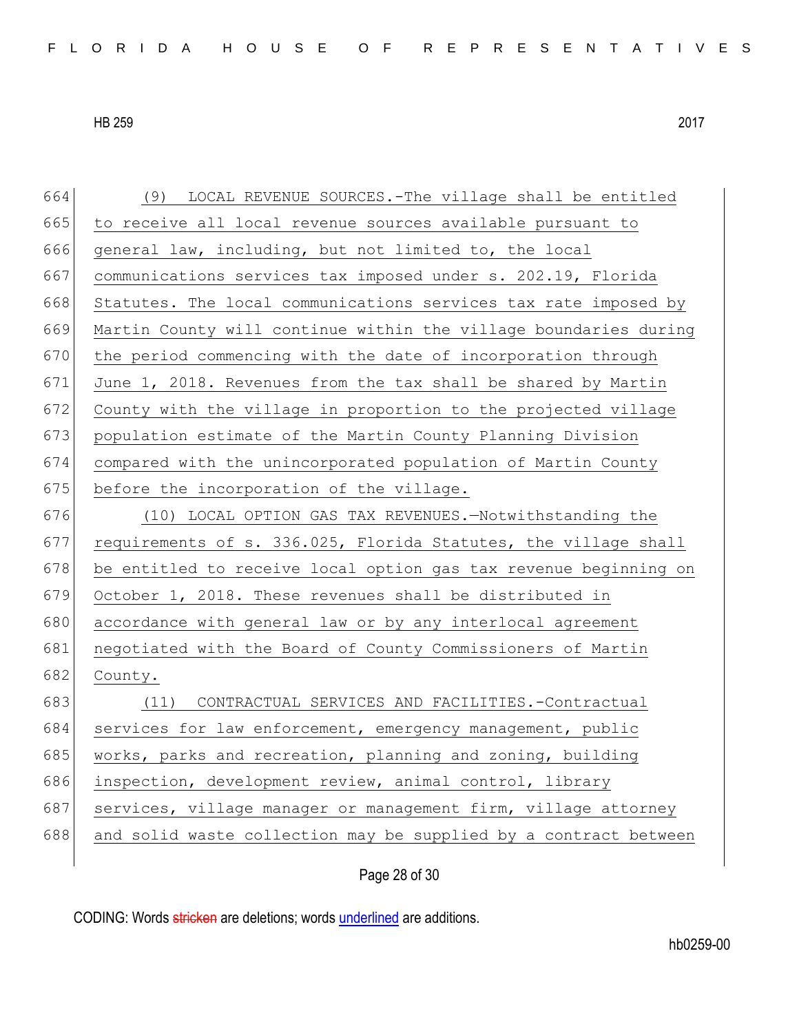(9) LOCAL REVENUE SOURCES.-The village shall be entitled to receive all local revenue sources available pursuant to general law, including, but not limited to, the local communications services tax imposed under s. 202.19, Florida Statutes. The local communications services tax rate imposed by Martin County will continue within the village boundaries during the period commencing with the date of incorporation through June 1, 2018. Revenues from the tax shall be shared by Martin County with the village in proportion to the projected village population estimate of the Martin County Planning Division compared with the unincorporated population of Martin County before the incorporation of the village.

(10) LOCAL OPTION GAS TAX REVENUES.—Notwithstanding the requirements of s. 336.025, Florida Statutes, the village shall be entitled to receive local option gas tax revenue beginning on October 1, 2018. These revenues shall be distributed in accordance with general law or by any interlocal agreement negotiated with the Board of County Commissioners of Martin County.

(11) CONTRACTUAL SERVICES AND FACILITIES.-Contractual services for law enforcement, emergency management, public works, parks and recreation, planning and zoning, building inspection, development review, animal control, library services, village manager or management firm, village attorney and solid waste collection may be supplied by a contract between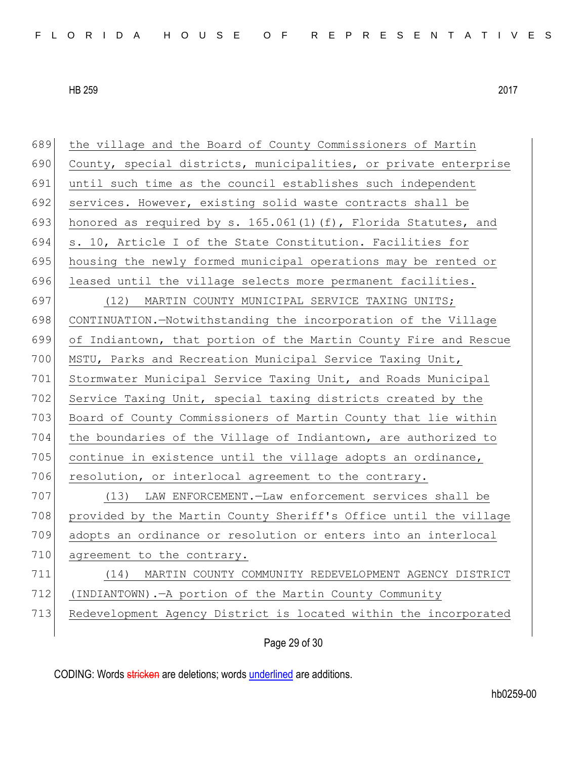the village and the Board of County Commissioners of Martin County, special districts, municipalities, or private enterprise until such time as the council establishes such independent services. However, existing solid waste contracts shall be honored as required by s. 165.061(1)(f), Florida Statutes, and s. 10, Article I of the State Constitution. Facilities for housing the newly formed municipal operations may be rented or leased until the village selects more permanent facilities.

(12) MARTIN COUNTY MUNICIPAL SERVICE TAXING UNITS; CONTINUATION.—Notwithstanding the incorporation of the Village of Indiantown, that portion of the Martin County Fire and Rescue MSTU, Parks and Recreation Municipal Service Taxing Unit, Stormwater Municipal Service Taxing Unit, and Roads Municipal Service Taxing Unit, special taxing districts created by the Board of County Commissioners of Martin County that lie within the boundaries of the Village of Indiantown, are authorized to continue in existence until the village adopts an ordinance, resolution, or interlocal agreement to the contrary.

(13) LAW ENFORCEMENT.—Law enforcement services shall be provided by the Martin County Sheriff's Office until the village adopts an ordinance or resolution or enters into an interlocal agreement to the contrary.

(14) MARTIN COUNTY COMMUNITY REDEVELOPMENT AGENCY DISTRICT (INDIANTOWN).—A portion of the Martin County Community Redevelopment Agency District is located within the incorporated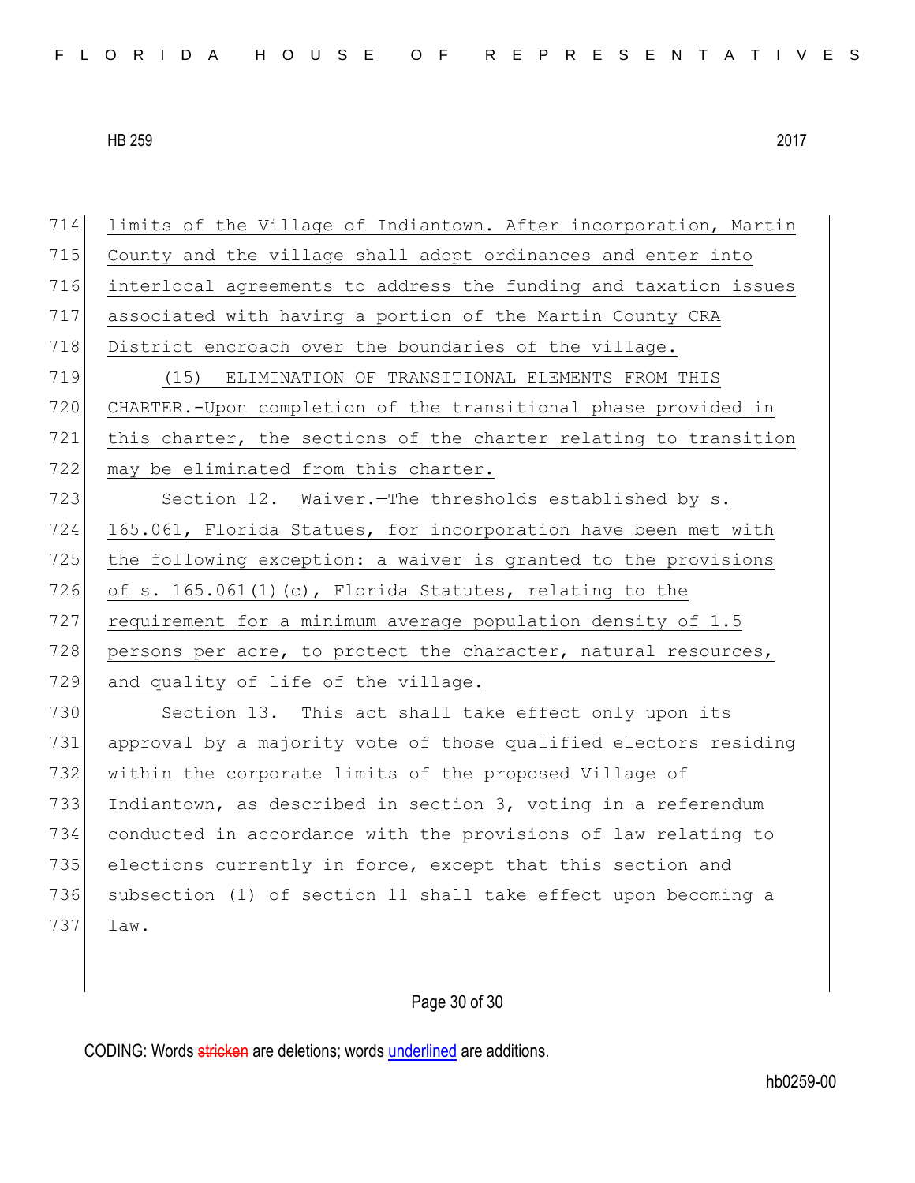714 limits of the Village of Indiantown. After incorporation, Martin
715 County and the village shall adopt ordinances and enter into
716 interlocal agreements to address the funding and taxation issues
717 associated with having a portion of the Martin County CRA
718 District encroach over the boundaries of the village.

719 (15) ELIMINATION OF TRANSITIONAL ELEMENTS FROM THIS
720 CHARTER.-Upon completion of the transitional phase provided in
721 this charter, the sections of the charter relating to transition
722 may be eliminated from this charter.

723 Section 12. Waiver.—The thresholds established by s.
724 165.061, Florida Statues, for incorporation have been met with
725 the following exception: a waiver is granted to the provisions
726 of s. 165.061(1)(c), Florida Statutes, relating to the
727 requirement for a minimum average population density of 1.5
728 persons per acre, to protect the character, natural resources,
729 and quality of life of the village.

730 Section 13. This act shall take effect only upon its
731 approval by a majority vote of those qualified electors residing
732 within the corporate limits of the proposed Village of
733 Indiantown, as described in section 3, voting in a referendum
734 conducted in accordance with the provisions of law relating to
735 elections currently in force, except that this section and
736 subsection (1) of section 11 shall take effect upon becoming a
737 law.